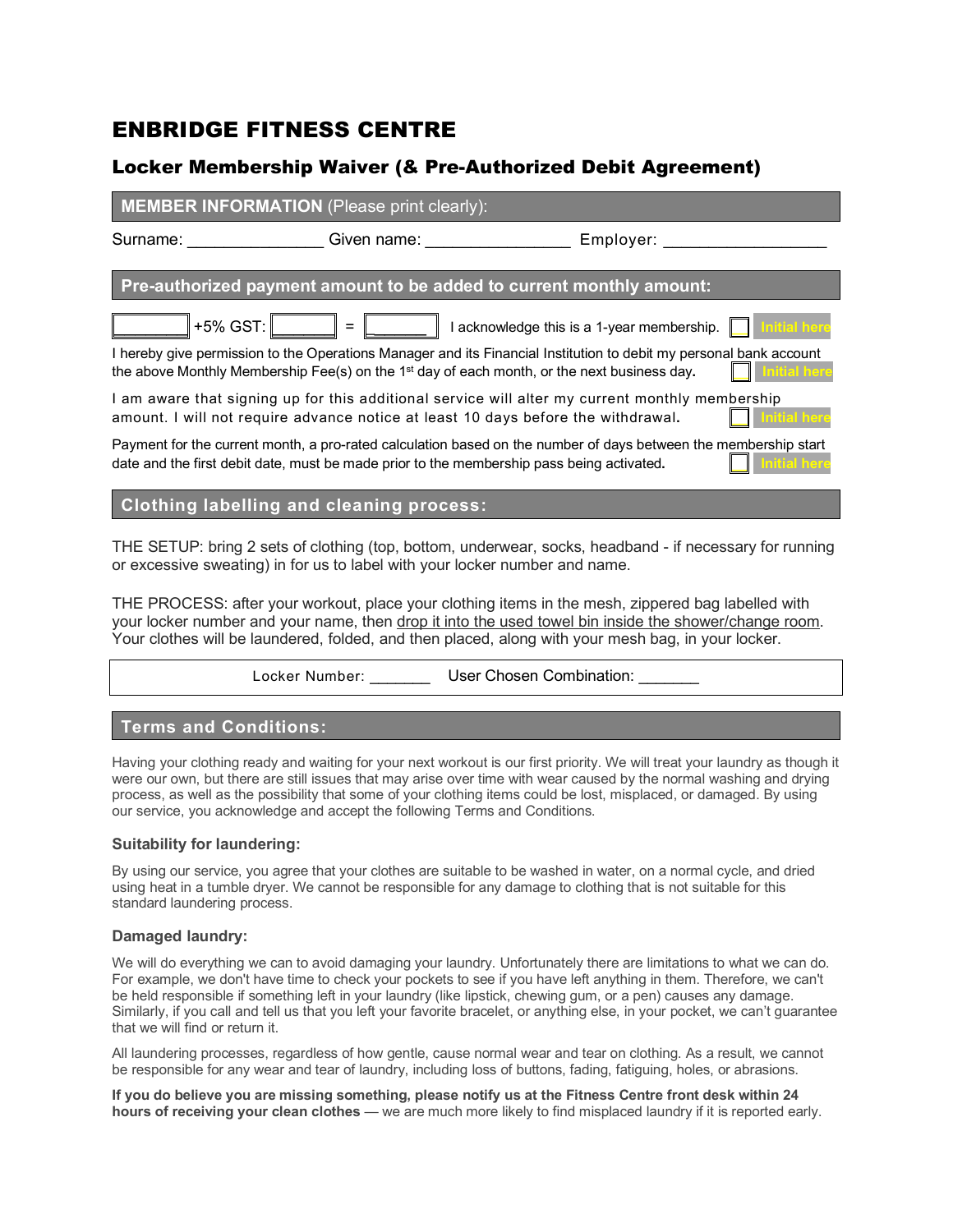# ENBRIDGE FITNESS CENTRE

## Locker Membership Waiver (& Pre-Authorized Debit Agreement)

### MEMBER INFORMATION (Please print clearly):

Surname: _______________ Given name: ________________ Employer: __________________

### Pre-authorized payment amount to be added to current monthly amount:

[ ] +5% GST: [ ] = [ ] I acknowledge this is a 1-year membership. [ ] Initial here

I hereby give permission to the Operations Manager and its Financial Institution to debit my personal bank account the above Monthly Membership Fee(s) on the 1st day of each month, or the next business day. [ ] Initial here

I am aware that signing up for this additional service will alter my current monthly membership amount. I will not require advance notice at least 10 days before the withdrawal. [ ] Initial here

Payment for the current month, a pro-rated calculation based on the number of days between the membership start date and the first debit date, must be made prior to the membership pass being activated. [ ] Initial here

### Clothing labelling and cleaning process:

THE SETUP: bring 2 sets of clothing (top, bottom, underwear, socks, headband - if necessary for running or excessive sweating) in for us to label with your locker number and name.

THE PROCESS: after your workout, place your clothing items in the mesh, zippered bag labelled with your locker number and your name, then drop it into the used towel bin inside the shower/change room. Your clothes will be laundered, folded, and then placed, along with your mesh bag, in your locker.

Locker Number: _______ User Chosen Combination: _______

### Terms and Conditions:

Having your clothing ready and waiting for your next workout is our first priority. We will treat your laundry as though it were our own, but there are still issues that may arise over time with wear caused by the normal washing and drying process, as well as the possibility that some of your clothing items could be lost, misplaced, or damaged. By using our service, you acknowledge and accept the following Terms and Conditions.

#### Suitability for laundering:

By using our service, you agree that your clothes are suitable to be washed in water, on a normal cycle, and dried using heat in a tumble dryer. We cannot be responsible for any damage to clothing that is not suitable for this standard laundering process.

#### Damaged laundry:

We will do everything we can to avoid damaging your laundry. Unfortunately there are limitations to what we can do. For example, we don't have time to check your pockets to see if you have left anything in them. Therefore, we can't be held responsible if something left in your laundry (like lipstick, chewing gum, or a pen) causes any damage. Similarly, if you call and tell us that you left your favorite bracelet, or anything else, in your pocket, we can't guarantee that we will find or return it.

All laundering processes, regardless of how gentle, cause normal wear and tear on clothing. As a result, we cannot be responsible for any wear and tear of laundry, including loss of buttons, fading, fatiguing, holes, or abrasions.

**If you do believe you are missing something, please notify us at the Fitness Centre front desk within 24 hours of receiving your clean clothes** — we are much more likely to find misplaced laundry if it is reported early.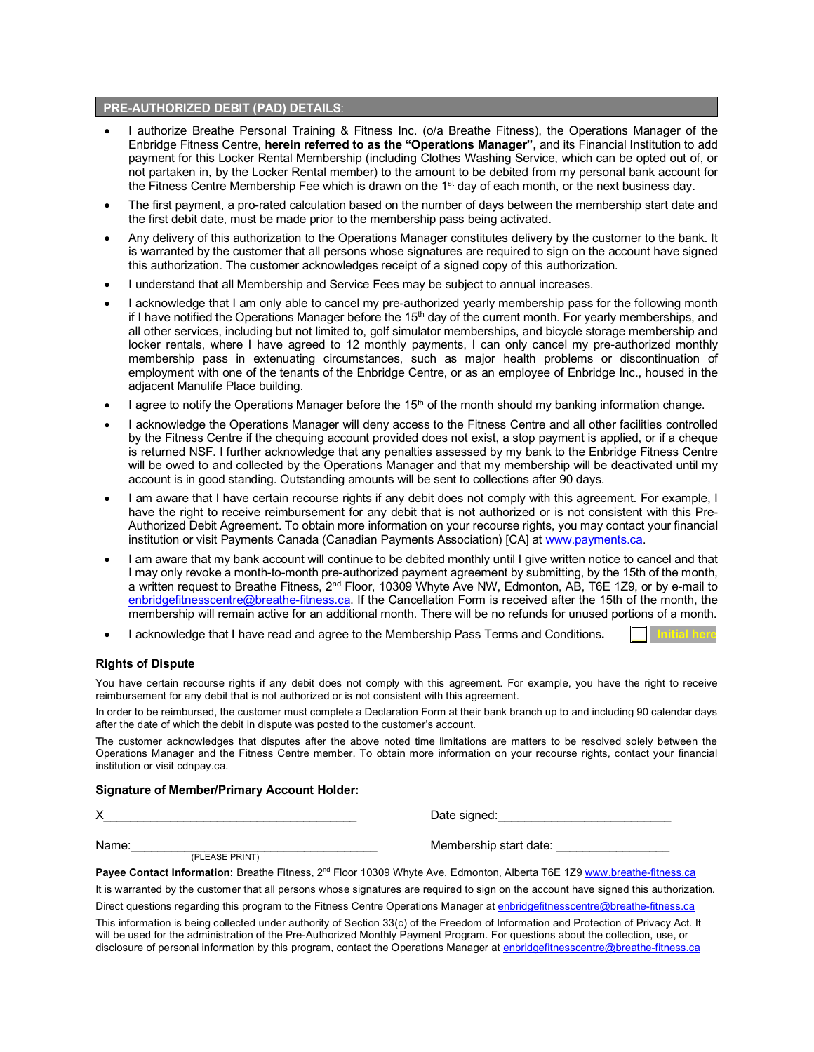## PRE-AUTHORIZED DEBIT (PAD) DETAILS:

- I authorize Breathe Personal Training & Fitness Inc. (o/a Breathe Fitness), the Operations Manager of the Enbridge Fitness Centre, **herein referred to as the "Operations Manager",** and its Financial Institution to add payment for this Locker Rental Membership (including Clothes Washing Service, which can be opted out of, or not partaken in, by the Locker Rental member) to the amount to be debited from my personal bank account for the Fitness Centre Membership Fee which is drawn on the 1st day of each month, or the next business day.
- The first payment, a pro-rated calculation based on the number of days between the membership start date and the first debit date, must be made prior to the membership pass being activated.
- Any delivery of this authorization to the Operations Manager constitutes delivery by the customer to the bank. It is warranted by the customer that all persons whose signatures are required to sign on the account have signed this authorization. The customer acknowledges receipt of a signed copy of this authorization.
- I understand that all Membership and Service Fees may be subject to annual increases.
- I acknowledge that I am only able to cancel my pre-authorized yearly membership pass for the following month if I have notified the Operations Manager before the 15th day of the current month. For yearly memberships, and all other services, including but not limited to, golf simulator memberships, and bicycle storage membership and locker rentals, where I have agreed to 12 monthly payments, I can only cancel my pre-authorized monthly membership pass in extenuating circumstances, such as major health problems or discontinuation of employment with one of the tenants of the Enbridge Centre, or as an employee of Enbridge Inc., housed in the adjacent Manulife Place building.
- I agree to notify the Operations Manager before the 15th of the month should my banking information change.
- I acknowledge the Operations Manager will deny access to the Fitness Centre and all other facilities controlled by the Fitness Centre if the chequing account provided does not exist, a stop payment is applied, or if a cheque is returned NSF. I further acknowledge that any penalties assessed by my bank to the Enbridge Fitness Centre will be owed to and collected by the Operations Manager and that my membership will be deactivated until my account is in good standing. Outstanding amounts will be sent to collections after 90 days.
- I am aware that I have certain recourse rights if any debit does not comply with this agreement. For example, I have the right to receive reimbursement for any debit that is not authorized or is not consistent with this Pre-Authorized Debit Agreement. To obtain more information on your recourse rights, you may contact your financial institution or visit Payments Canada (Canadian Payments Association) [CA] at www.payments.ca.
- I am aware that my bank account will continue to be debited monthly until I give written notice to cancel and that I may only revoke a month-to-month pre-authorized payment agreement by submitting, by the 15th of the month, a written request to Breathe Fitness, 2nd Floor, 10309 Whyte Ave NW, Edmonton, AB, T6E 1Z9, or by e-mail to enbridgefitnesscentre@breathe-fitness.ca. If the Cancellation Form is received after the 15th of the month, the membership will remain active for an additional month. There will be no refunds for unused portions of a month.
- I acknowledge that I have read and agree to the Membership Pass Terms and Conditions. ☐ Initial here

### Rights of Dispute

You have certain recourse rights if any debit does not comply with this agreement. For example, you have the right to receive reimbursement for any debit that is not authorized or is not consistent with this agreement.

In order to be reimbursed, the customer must complete a Declaration Form at their bank branch up to and including 90 calendar days after the date of which the debit in dispute was posted to the customer's account.

The customer acknowledges that disputes after the above noted time limitations are matters to be resolved solely between the Operations Manager and the Fitness Centre member. To obtain more information on your recourse rights, contact your financial institution or visit cdnpay.ca.

### Signature of Member/Primary Account Holder:

X_____________________________________ Date signed:_________________________

Name:_____________________________________ Membership start date: ________________
(PLEASE PRINT)

**Payee Contact Information:** Breathe Fitness, 2nd Floor 10309 Whyte Ave, Edmonton, Alberta T6E 1Z9 www.breathe-fitness.ca

It is warranted by the customer that all persons whose signatures are required to sign on the account have signed this authorization.

Direct questions regarding this program to the Fitness Centre Operations Manager at enbridgefitnesscentre@breathe-fitness.ca

This information is being collected under authority of Section 33(c) of the Freedom of Information and Protection of Privacy Act. It will be used for the administration of the Pre-Authorized Monthly Payment Program. For questions about the collection, use, or disclosure of personal information by this program, contact the Operations Manager at enbridgefitnesscentre@breathe-fitness.ca